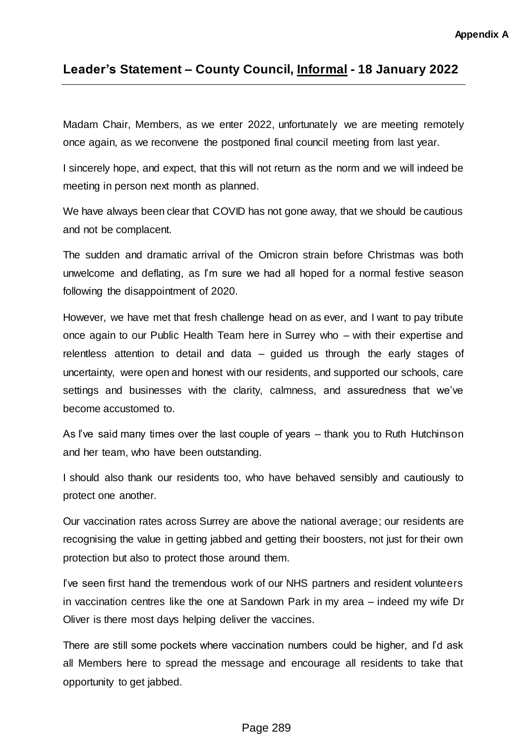Appendix A

## Leader's Statement – County Council, <u>Informal</u> - 18 January 2022

Madam Chair, Members, as we enter 2022, unfortunately we are meeting remotely once again, as we reconvene the postponed final council meeting from last year.

I sincerely hope, and expect, that this will not return as the norm and we will indeed be meeting in person next month as planned.

We have always been clear that COVID has not gone away, that we should be cautious and not be complacent.

The sudden and dramatic arrival of the Omicron strain before Christmas was both unwelcome and deflating, as I'm sure we had all hoped for a normal festive season following the disappointment of 2020.

However, we have met that fresh challenge head on as ever, and I want to pay tribute once again to our Public Health Team here in Surrey who – with their expertise and relentless attention to detail and data – guided us through the early stages of uncertainty, were open and honest with our residents, and supported our schools, care settings and businesses with the clarity, calmness, and assuredness that we've become accustomed to.

As I've said many times over the last couple of years – thank you to Ruth Hutchinson and her team, who have been outstanding.

I should also thank our residents too, who have behaved sensibly and cautiously to protect one another.

Our vaccination rates across Surrey are above the national average; our residents are recognising the value in getting jabbed and getting their boosters, not just for their own protection but also to protect those around them.

I've seen first hand the tremendous work of our NHS partners and resident volunteers in vaccination centres like the one at Sandown Park in my area – indeed my wife Dr Oliver is there most days helping deliver the vaccines.

There are still some pockets where vaccination numbers could be higher, and I'd ask all Members here to spread the message and encourage all residents to take that opportunity to get jabbed.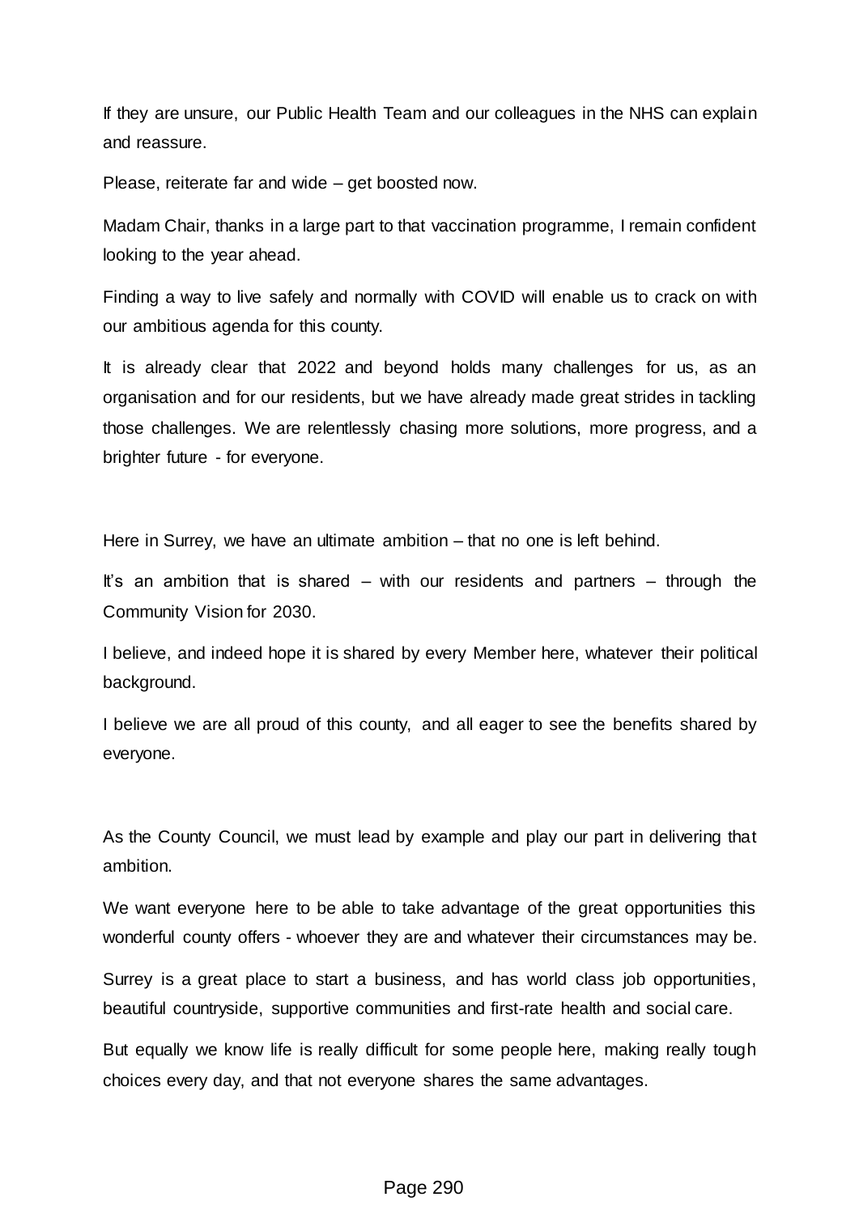If they are unsure, our Public Health Team and our colleagues in the NHS can explain and reassure.

Please, reiterate far and wide – get boosted now.

Madam Chair, thanks in a large part to that vaccination programme, I remain confident looking to the year ahead.

Finding a way to live safely and normally with COVID will enable us to crack on with our ambitious agenda for this county.

It is already clear that 2022 and beyond holds many challenges for us, as an organisation and for our residents, but we have already made great strides in tackling those challenges. We are relentlessly chasing more solutions, more progress, and a brighter future - for everyone.

Here in Surrey, we have an ultimate ambition – that no one is left behind.

It's an ambition that is shared – with our residents and partners – through the Community Vision for 2030.

I believe, and indeed hope it is shared by every Member here, whatever their political background.

I believe we are all proud of this county, and all eager to see the benefits shared by everyone.

As the County Council, we must lead by example and play our part in delivering that ambition.

We want everyone here to be able to take advantage of the great opportunities this wonderful county offers - whoever they are and whatever their circumstances may be.

Surrey is a great place to start a business, and has world class job opportunities, beautiful countryside, supportive communities and first-rate health and social care.

But equally we know life is really difficult for some people here, making really tough choices every day, and that not everyone shares the same advantages.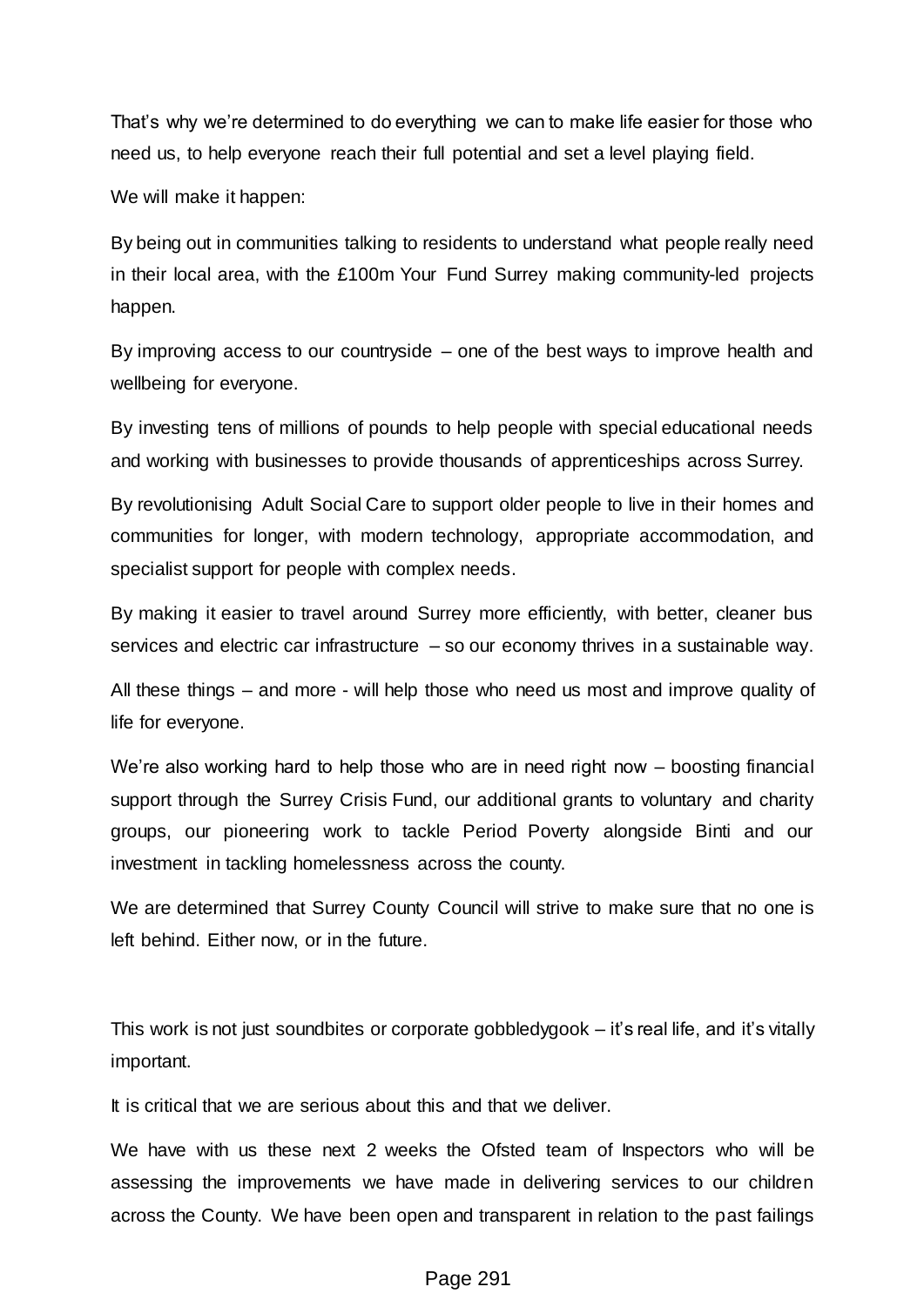That's why we're determined to do everything we can to make life easier for those who need us, to help everyone reach their full potential and set a level playing field.

We will make it happen:

By being out in communities talking to residents to understand what people really need in their local area, with the £100m Your Fund Surrey making community-led projects happen.

By improving access to our countryside – one of the best ways to improve health and wellbeing for everyone.

By investing tens of millions of pounds to help people with special educational needs and working with businesses to provide thousands of apprenticeships across Surrey.

By revolutionising Adult Social Care to support older people to live in their homes and communities for longer, with modern technology, appropriate accommodation, and specialist support for people with complex needs.

By making it easier to travel around Surrey more efficiently, with better, cleaner bus services and electric car infrastructure – so our economy thrives in a sustainable way.

All these things – and more - will help those who need us most and improve quality of life for everyone.

We're also working hard to help those who are in need right now – boosting financial support through the Surrey Crisis Fund, our additional grants to voluntary and charity groups, our pioneering work to tackle Period Poverty alongside Binti and our investment in tackling homelessness across the county.

We are determined that Surrey County Council will strive to make sure that no one is left behind. Either now, or in the future.

This work is not just soundbites or corporate gobbledygook – it's real life, and it's vitally important.

It is critical that we are serious about this and that we deliver.

We have with us these next 2 weeks the Ofsted team of Inspectors who will be assessing the improvements we have made in delivering services to our children across the County. We have been open and transparent in relation to the past failings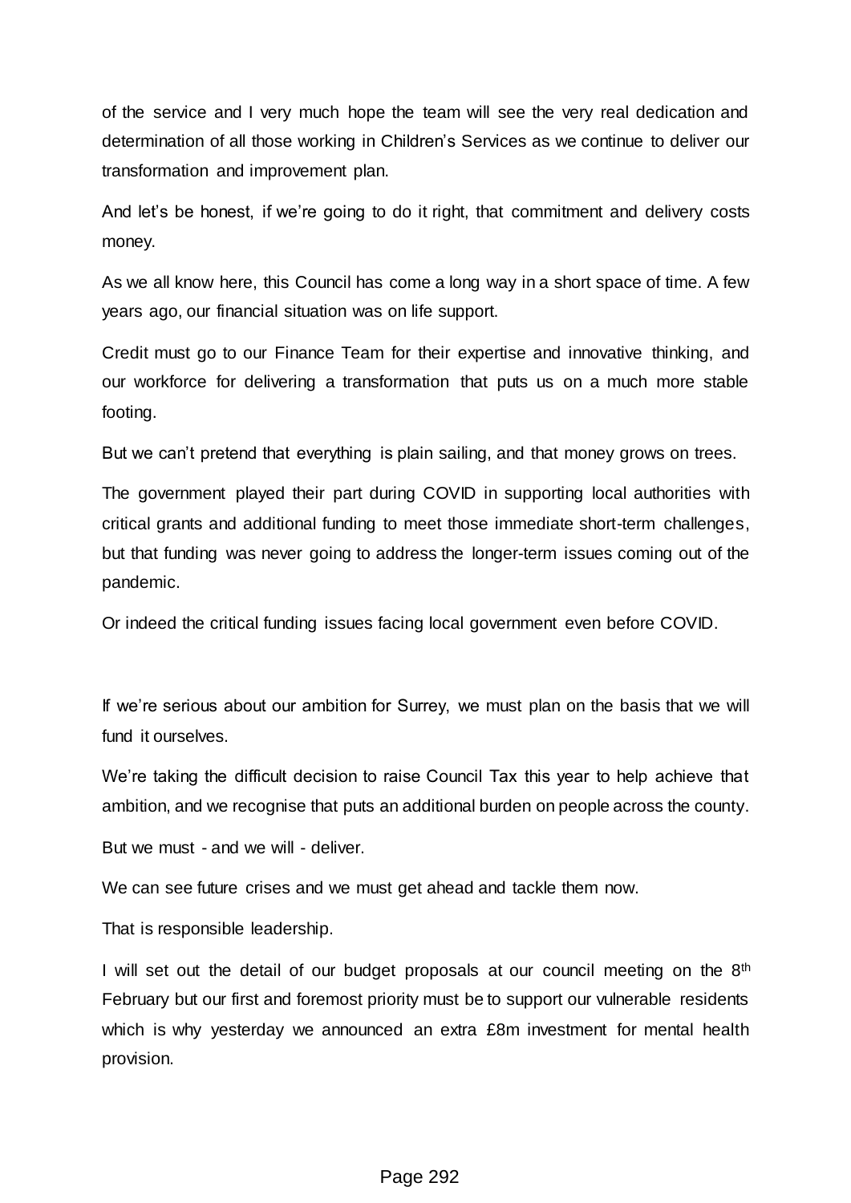of the service and I very much hope the team will see the very real dedication and determination of all those working in Children's Services as we continue to deliver our transformation and improvement plan.

And let's be honest, if we're going to do it right, that commitment and delivery costs money.

As we all know here, this Council has come a long way in a short space of time. A few years ago, our financial situation was on life support.

Credit must go to our Finance Team for their expertise and innovative thinking, and our workforce for delivering a transformation that puts us on a much more stable footing.

But we can't pretend that everything is plain sailing, and that money grows on trees.

The government played their part during COVID in supporting local authorities with critical grants and additional funding to meet those immediate short-term challenges, but that funding was never going to address the longer-term issues coming out of the pandemic.

Or indeed the critical funding issues facing local government even before COVID.

If we're serious about our ambition for Surrey, we must plan on the basis that we will fund it ourselves.

We're taking the difficult decision to raise Council Tax this year to help achieve that ambition, and we recognise that puts an additional burden on people across the county.

But we must - and we will - deliver.

We can see future crises and we must get ahead and tackle them now.

That is responsible leadership.

I will set out the detail of our budget proposals at our council meeting on the 8th February but our first and foremost priority must be to support our vulnerable residents which is why yesterday we announced an extra £8m investment for mental health provision.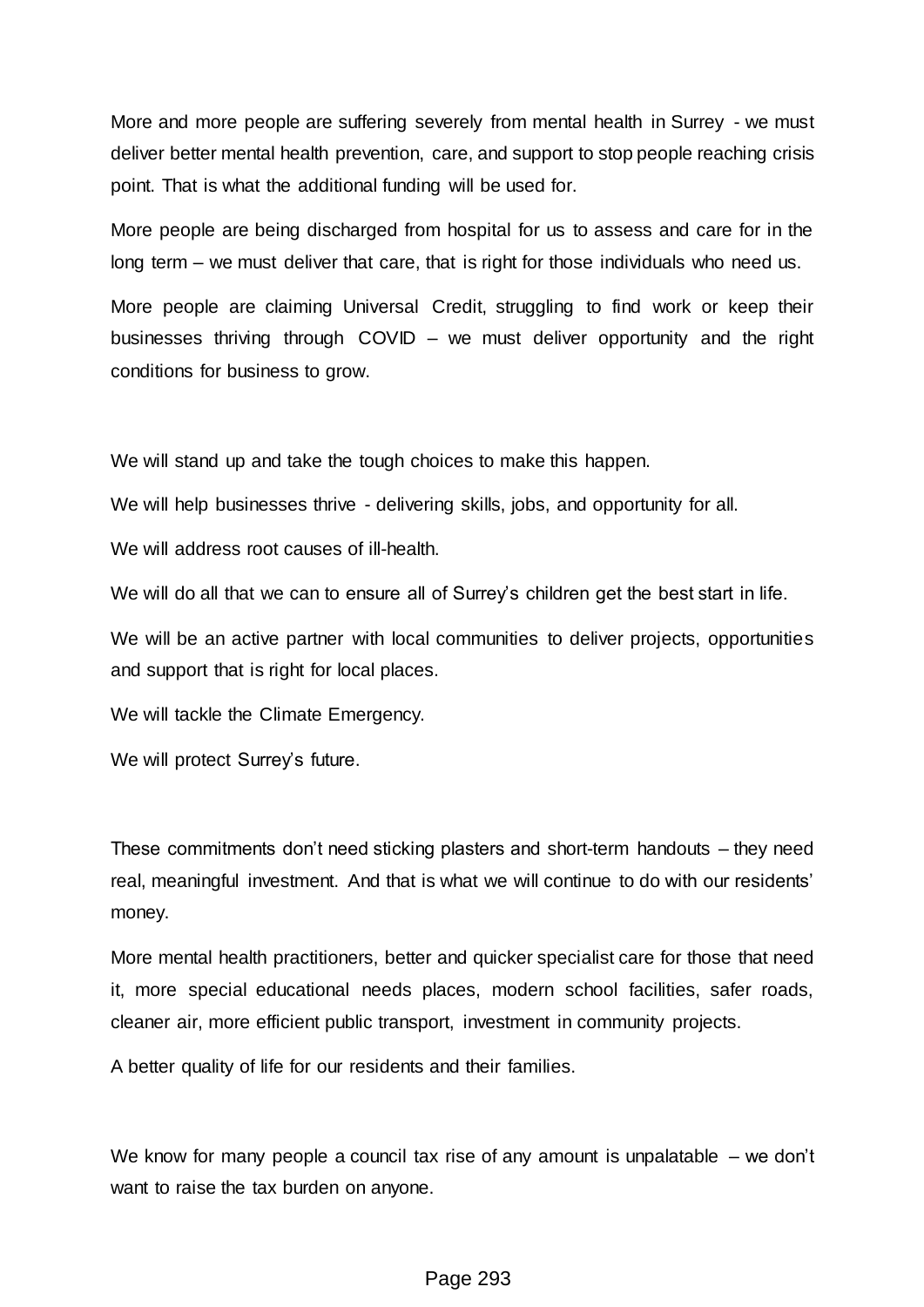More and more people are suffering severely from mental health in Surrey - we must deliver better mental health prevention, care, and support to stop people reaching crisis point. That is what the additional funding will be used for.

More people are being discharged from hospital for us to assess and care for in the long term – we must deliver that care, that is right for those individuals who need us.

More people are claiming Universal Credit, struggling to find work or keep their businesses thriving through COVID – we must deliver opportunity and the right conditions for business to grow.

We will stand up and take the tough choices to make this happen.

We will help businesses thrive - delivering skills, jobs, and opportunity for all.

We will address root causes of ill-health.

We will do all that we can to ensure all of Surrey's children get the best start in life.

We will be an active partner with local communities to deliver projects, opportunities and support that is right for local places.

We will tackle the Climate Emergency.

We will protect Surrey's future.

These commitments don't need sticking plasters and short-term handouts – they need real, meaningful investment. And that is what we will continue to do with our residents' money.

More mental health practitioners, better and quicker specialist care for those that need it, more special educational needs places, modern school facilities, safer roads, cleaner air, more efficient public transport, investment in community projects.

A better quality of life for our residents and their families.

We know for many people a council tax rise of any amount is unpalatable – we don't want to raise the tax burden on anyone.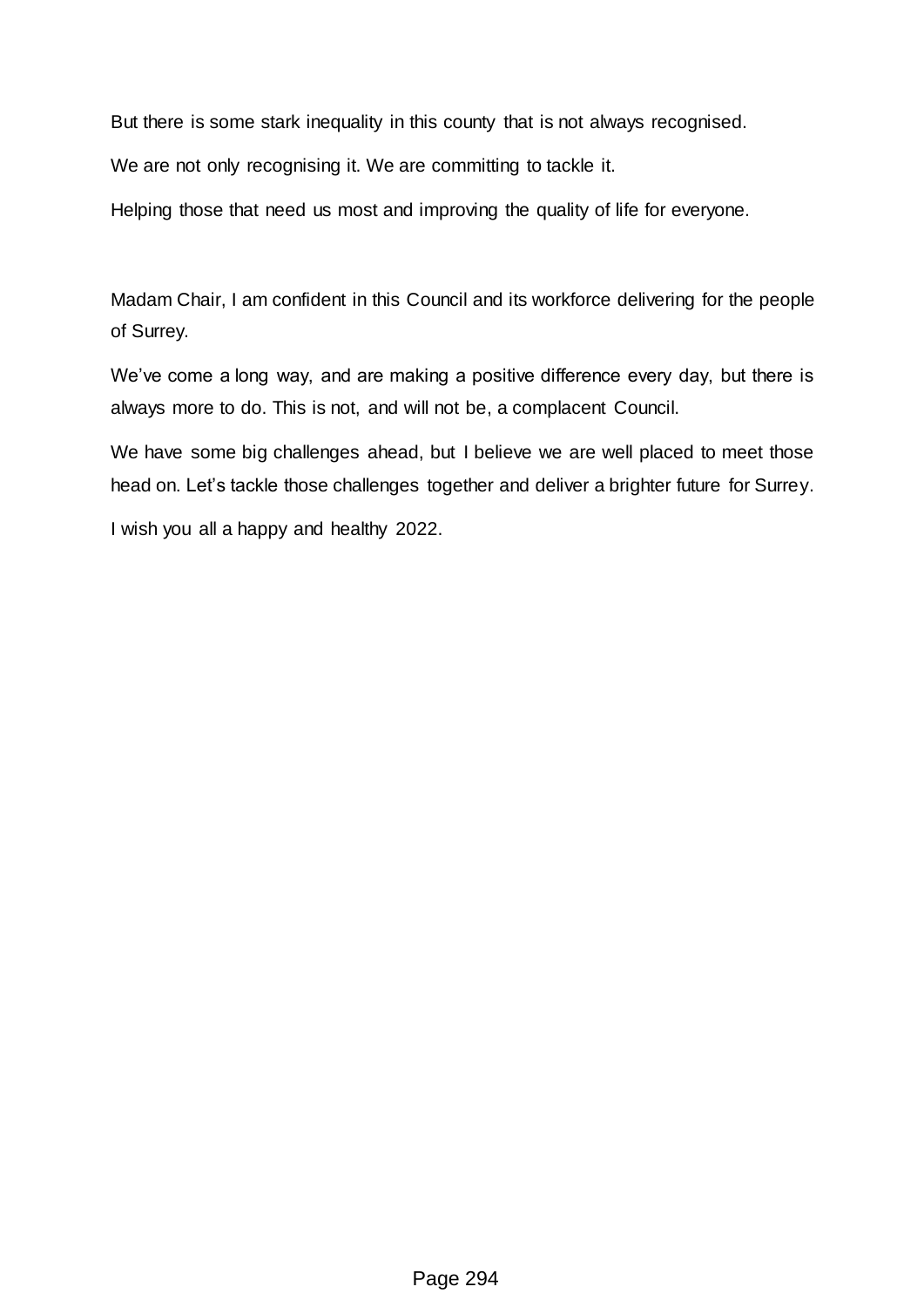But there is some stark inequality in this county that is not always recognised.

We are not only recognising it. We are committing to tackle it.

Helping those that need us most and improving the quality of life for everyone.

Madam Chair, I am confident in this Council and its workforce delivering for the people of Surrey.

We've come a long way, and are making a positive difference every day, but there is always more to do. This is not, and will not be, a complacent Council.

We have some big challenges ahead, but I believe we are well placed to meet those head on. Let's tackle those challenges together and deliver a brighter future for Surrey.

I wish you all a happy and healthy 2022.